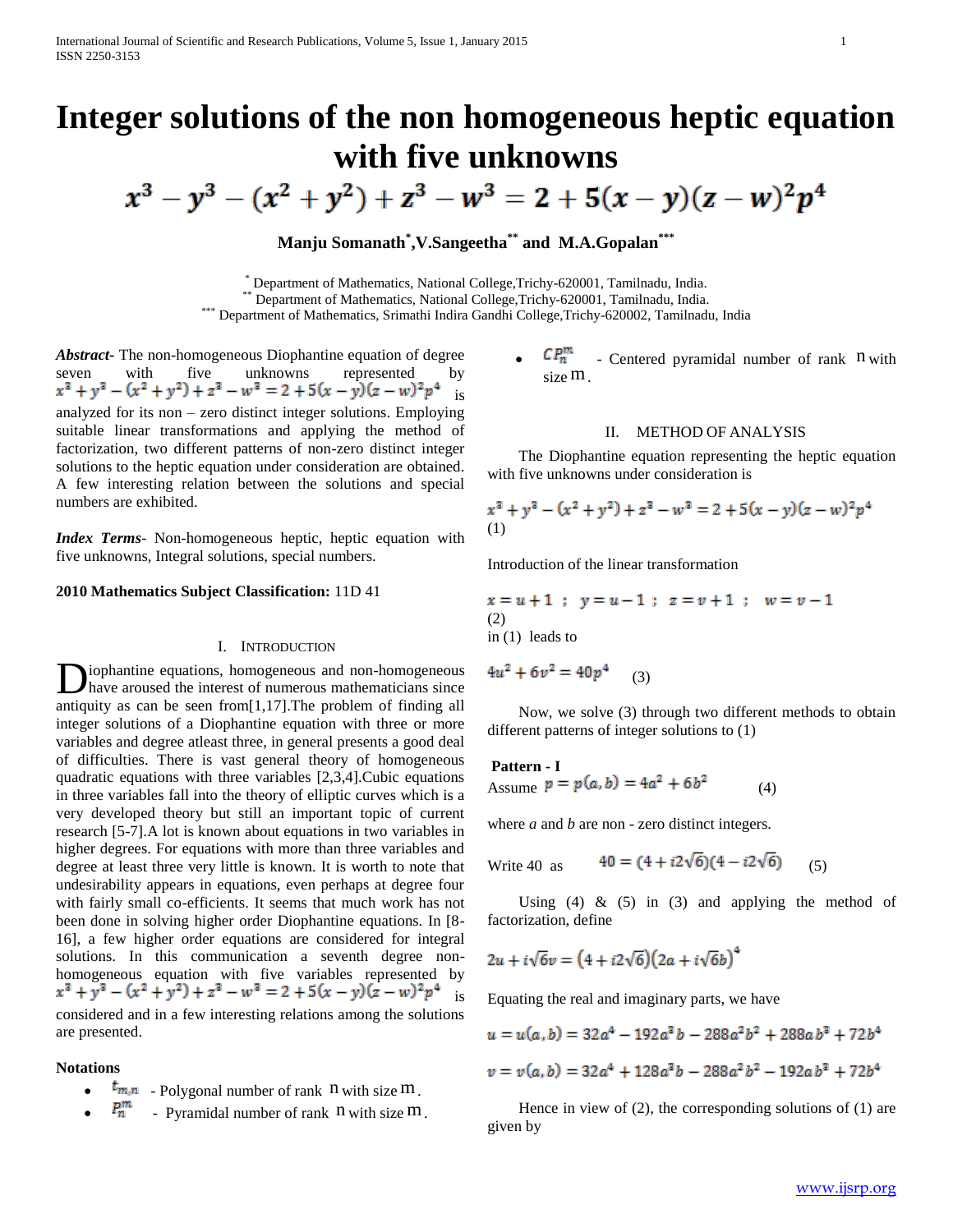# Integer solutions of the non homogeneous heptic equation with five unknowns $x^3 - y^3 - (x^2 + y^2) + z^3 - w^3 = 2 + 5(x - y)(z - w)^2 p^4$

**Manju Somanath[*], V.Sangeetha[**] and M.A.Gopalan[***]**

[*] Department of Mathematics, National College,Trichy-620001, Tamilnadu, India.
[**] Department of Mathematics, National College,Trichy-620001, Tamilnadu, India.
[***] Department of Mathematics, Srimathi Indira Gandhi College,Trichy-620002, Tamilnadu, India

***Abstract***- The non-homogeneous Diophantine equation of degree seven with five unknowns represented by $x^3 + y^3 - (x^2 + y^2) + z^3 - w^3 = 2 + 5(x - y)(z - w)^2 p^4$ is analyzed for its non – zero distinct integer solutions. Employing suitable linear transformations and applying the method of factorization, two different patterns of non-zero distinct integer solutions to the heptic equation under consideration are obtained. A few interesting relation between the solutions and special numbers are exhibited.

***Index Terms***- Non-homogeneous heptic, heptic equation with five unknowns, Integral solutions, special numbers.

**2010 Mathematics Subject Classification:** 11D 41

## I. Introduction

Diophantine equations, homogeneous and non-homogeneous have aroused the interest of numerous mathematicians since antiquity as can be seen from[1,17].The problem of finding all integer solutions of a Diophantine equation with three or more variables and degree atleast three, in general presents a good deal of difficulties. There is vast general theory of homogeneous quadratic equations with three variables [2,3,4].Cubic equations in three variables fall into the theory of elliptic curves which is a very developed theory but still an important topic of current research [5-7].A lot is known about equations in two variables in higher degrees. For equations with more than three variables and degree at least three very little is known. It is worth to note that undesirability appears in equations, even perhaps at degree four with fairly small co-efficients. It seems that much work has not been done in solving higher order Diophantine equations. In [8-16], a few higher order equations are considered for integral solutions. In this communication a seventh degree non-homogeneous equation with five variables represented by $x^3 + y^3 - (x^2 + y^2) + z^3 - w^3 = 2 + 5(x - y)(z - w)^2 p^4$ is considered and in a few interesting relations among the solutions are presented.

**Notations**

- $t_{m,n}$ - Polygonal number of rank $n$ with size $m$.
- $P_n^m$ - Pyramidal number of rank $n$ with size $m$.
- $CP_n^m$ - Centered pyramidal number of rank $n$ with size $m$.

## II. Method of Analysis

The Diophantine equation representing the heptic equation with five unknowns under consideration is

$$x^3 + y^3 - (x^2 + y^2) + z^3 - w^3 = 2 + 5(x - y)(z - w)^2 p^4 \quad (1)$$

Introduction of the linear transformation

$$x = u + 1 \;;\; y = u - 1 \;;\; z = v + 1 \;;\; w = v - 1 \quad (2)$$

in (1) leads to

$$4u^2 + 6v^2 = 40p^4 \quad (3)$$

Now, we solve (3) through two different methods to obtain different patterns of integer solutions to (1)

**Pattern - I**

Assume $p = p(a, b) = 4a^2 + 6b^2$ (4)

where *a* and *b* are non - zero distinct integers.

Write 40 as $40 = (4 + i2\sqrt{6})(4 - i2\sqrt{6})$ (5)

Using (4) & (5) in (3) and applying the method of factorization, define

$$2u + i\sqrt{6}v = (4 + i2\sqrt{6})(2a + i\sqrt{6}b)^4$$

Equating the real and imaginary parts, we have

$$u = u(a, b) = 32a^4 - 192a^3b - 288a^2b^2 + 288ab^3 + 72b^4$$

$$v = v(a, b) = 32a^4 + 128a^3b - 288a^2b^2 - 192ab^3 + 72b^4$$

Hence in view of (2), the corresponding solutions of (1) are given by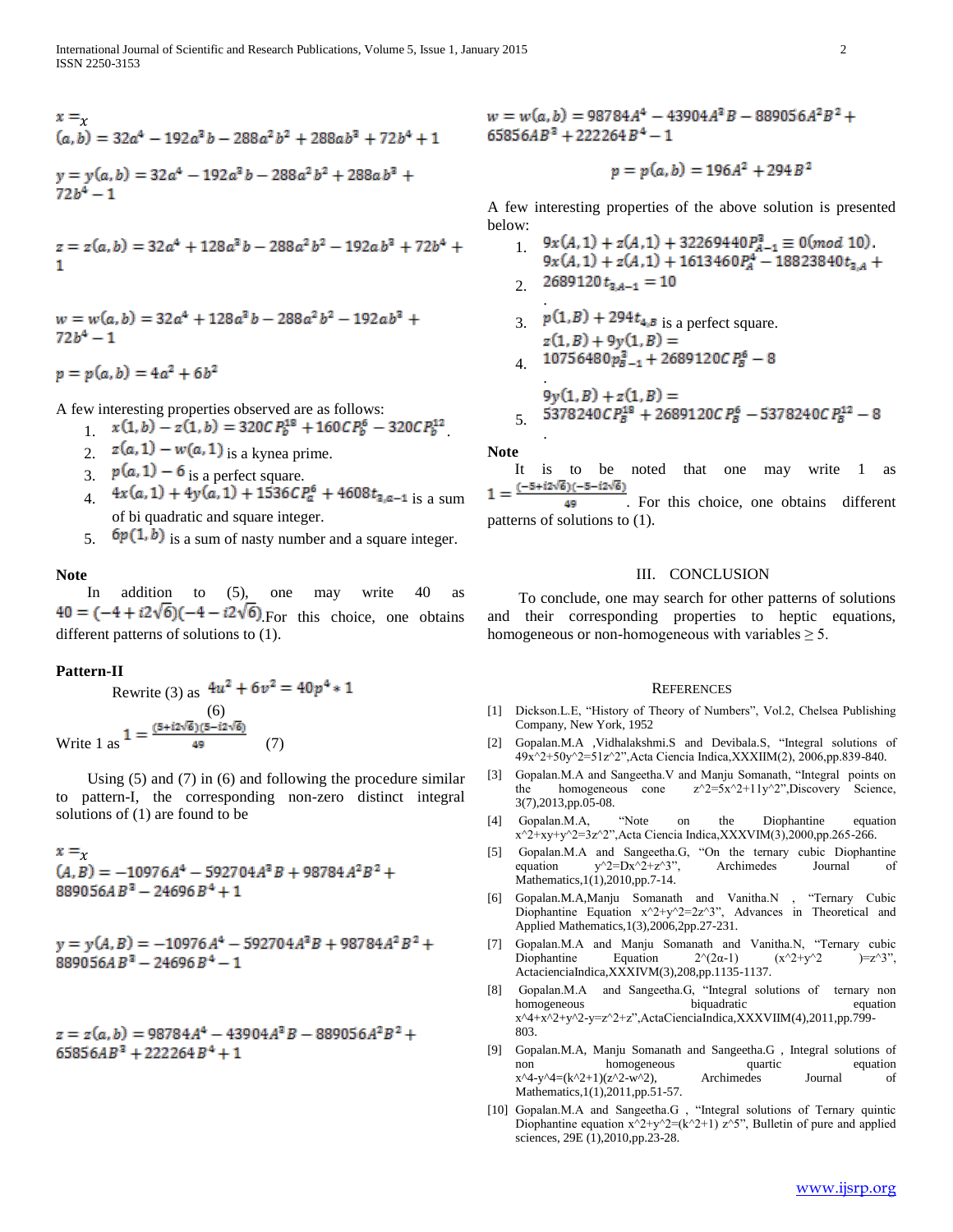$x = x(a,b) = 32a^4 - 192a^3b - 288a^2b^2 + 288ab^3 + 72b^4 + 1$

$y = y(a,b) = 32a^4 - 192a^3b - 288a^2b^2 + 288ab^3 + 72b^4 - 1$

$z = z(a,b) = 32a^4 + 128a^3b - 288a^2b^2 - 192ab^3 + 72b^4 + 1$

$w = w(a,b) = 32a^4 + 128a^3b - 288a^2b^2 - 192ab^3 + 72b^4 - 1$

$p = p(a,b) = 4a^2 + 6b^2$

A few interesting properties observed are as follows:

1. $x(1,b) - z(1,b) = 320CP_b^{18} + 160CP_b^6 - 320CP_b^{12}$.
2. $z(a,1) - w(a,1)$ is a kynea prime.
3. $p(a,1) - 6$ is a perfect square.
4. $4x(a,1) + 4y(a,1) + 1536CP_a^6 + 4608t_{3,a-1}$ is a sum of bi quadratic and square integer.
5. $6p(1,b)$ is a sum of nasty number and a square integer.

**Note**

In addition to (5), one may write 40 as $40 = (-4 + i2\sqrt{6})(-4 - i2\sqrt{6})$. For this choice, one obtains different patterns of solutions to (1).

**Pattern-II**

Rewrite (3) as $4u^2 + 6v^2 = 40p^4 * 1$ (6)

Write 1 as $1 = \frac{(5+i2\sqrt{6})(5-i2\sqrt{6})}{49}$ (7)

Using (5) and (7) in (6) and following the procedure similar to pattern-I, the corresponding non-zero distinct integral solutions of (1) are found to be

$x = x(A,B) = -10976A^4 - 592704A^3B + 98784A^2B^2 + 889056AB^3 - 24696B^4 + 1$

$y = y(A,B) = -10976A^4 - 592704A^3B + 98784A^2B^2 + 889056AB^3 - 24696B^4 - 1$

$z = z(a,b) = 98784A^4 - 43904A^3B - 889056A^2B^2 + 65856AB^3 + 222264B^4 + 1$

$w = w(a,b) = 98784A^4 - 43904A^3B - 889056A^2B^2 + 65856AB^3 + 222264B^4 - 1$

$$p = p(a,b) = 196A^2 + 294B^2$$

A few interesting properties of the above solution is presented below:

1. $9x(A,1) + z(A,1) + 32269440P_{A-1}^3 \equiv 0 (mod\ 10)$.
2. $9x(A,1) + z(A,1) + 1613460P_A^4 - 18823840t_{3,A} + 2689120t_{3,A-1} = 10$.
3. $p(1,B) + 294t_{4,B}$ is a perfect square.
4. $z(1,B) + 9y(1,B) = 10756480p_{B-1}^3 + 2689120CP_B^6 - 8$.
5. $9y(1,B) + z(1,B) = 5378240CP_B^{18} + 2689120CP_B^6 - 5378240CP_B^{12} - 8$.

**Note**

It is to be noted that one may write 1 as $1 = \frac{(-5+i2\sqrt{6})(-5-i2\sqrt{6})}{49}$. For this choice, one obtains different patterns of solutions to (1).

## III. CONCLUSION

To conclude, one may search for other patterns of solutions and their corresponding properties to heptic equations, homogeneous or non-homogeneous with variables ≥ 5.

## REFERENCES

[1] Dickson.L.E, "History of Theory of Numbers", Vol.2, Chelsea Publishing Company, New York, 1952

[2] Gopalan.M.A ,Vidhalakshmi.S and Devibala.S, "Integral solutions of 49x^2+50y^2=51z^2",Acta Ciencia Indica,XXXIIM(2), 2006,pp.839-840.

[3] Gopalan.M.A and Sangeetha.V and Manju Somanath, "Integral points on the homogeneous cone z^2=5x^2+11y^2",Discovery Science, 3(7),2013,pp.05-08.

[4] Gopalan.M.A, "Note on the Diophantine equation x^2+xy+y^2=3z^2",Acta Ciencia Indica,XXXVIM(3),2000,pp.265-266.

[5] Gopalan.M.A and Sangeetha.G, "On the ternary cubic Diophantine equation y^2=Dx^2+z^3", Archimedes Journal of Mathematics,1(1),2010,pp.7-14.

[6] Gopalan.M.A,Manju Somanath and Vanitha.N , "Ternary Cubic Diophantine Equation x^2+y^2=2z^3", Advances in Theoretical and Applied Mathematics,1(3),2006,2pp.27-231.

[7] Gopalan.M.A and Manju Somanath and Vanitha.N, "Ternary cubic Diophantine Equation 2^(2α-1) (x^2+y^2 )=z^3", ActacienciaIndica,XXXIVM(3),208,pp.1135-1137.

[8] Gopalan.M.A and Sangeetha.G, "Integral solutions of ternary non homogeneous biquadratic equation x^4+x^2+y^2-y=z^2+z",ActaCienciaIndica,XXXVIIM(4),2011,pp.799-803.

[9] Gopalan.M.A, Manju Somanath and Sangeetha.G , Integral solutions of non homogeneous quartic equation x^4-y^4=(k^2+1)(z^2-w^2), Archimedes Journal of Mathematics,1(1),2011,pp.51-57.

[10] Gopalan.M.A and Sangeetha.G , "Integral solutions of Ternary quintic Diophantine equation x^2+y^2=(k^2+1) z^5", Bulletin of pure and applied sciences, 29E (1),2010,pp.23-28.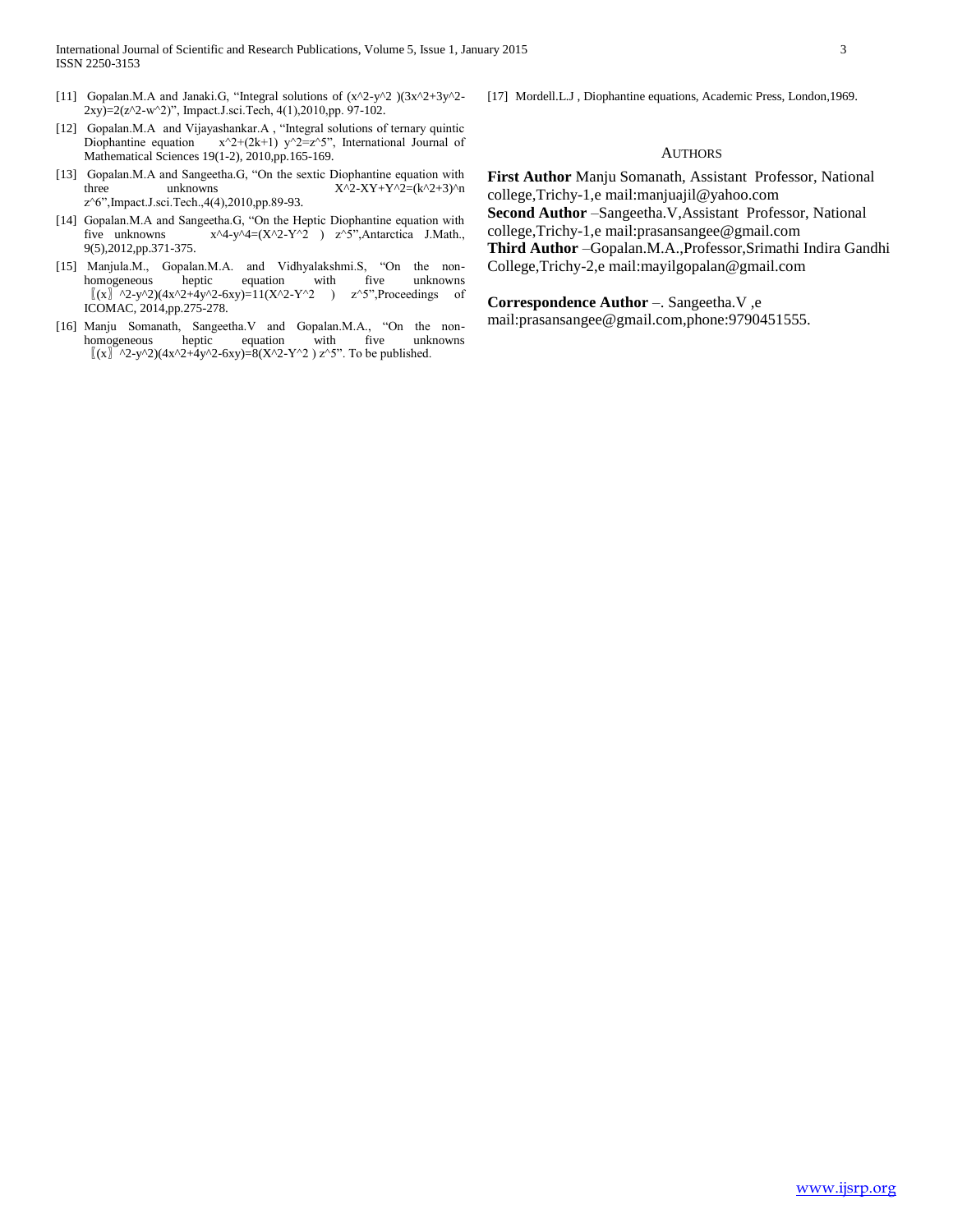[11] Gopalan.M.A and Janaki.G, "Integral solutions of $(x^2-y^2)(3x^2+3y^2-2xy)=2(z^2-w^2)$", Impact.J.sci.Tech, 4(1),2010,pp. 97-102.

[12] Gopalan.M.A and Vijayashankar.A , "Integral solutions of ternary quintic Diophantine equation $x^2+(2k+1) y^2=z^5$", International Journal of Mathematical Sciences 19(1-2), 2010,pp.165-169.

[13] Gopalan.M.A and Sangeetha.G, "On the sextic Diophantine equation with three unknowns $X^2-XY+Y^2=(k^2+3)^n z^6$",Impact.J.sci.Tech.,4(4),2010,pp.89-93.

[14] Gopalan.M.A and Sangeetha.G, "On the Heptic Diophantine equation with five unknowns $x^4-y^4=(X^2-Y^2) z^5$",Antarctica J.Math., 9(5),2012,pp.371-375.

[15] Manjula.M., Gopalan.M.A. and Vidhyalakshmi.S, "On the non-homogeneous heptic equation with five unknowns $(x^2-y^2)(4x^2+4y^2-6xy)=11(X^2-Y^2) z^5$",Proceedings of ICOMAC, 2014,pp.275-278.

[16] Manju Somanath, Sangeetha.V and Gopalan.M.A., "On the non-homogeneous heptic equation with five unknowns $(x^2-y^2)(4x^2+4y^2-6xy)=8(X^2-Y^2) z^5$". To be published.

[17] Mordell.L.J , Diophantine equations, Academic Press, London,1969.

## Authors

**First Author** Manju Somanath, Assistant Professor, National college,Trichy-1,e mail:manjuajil@yahoo.com

**Second Author** –Sangeetha.V,Assistant Professor, National college,Trichy-1,e mail:prasansangee@gmail.com

**Third Author** –Gopalan.M.A.,Professor,Srimathi Indira Gandhi College,Trichy-2,e mail:mayilgopalan@gmail.com

**Correspondence Author** –. Sangeetha.V ,e mail:prasansangee@gmail.com,phone:9790451555.